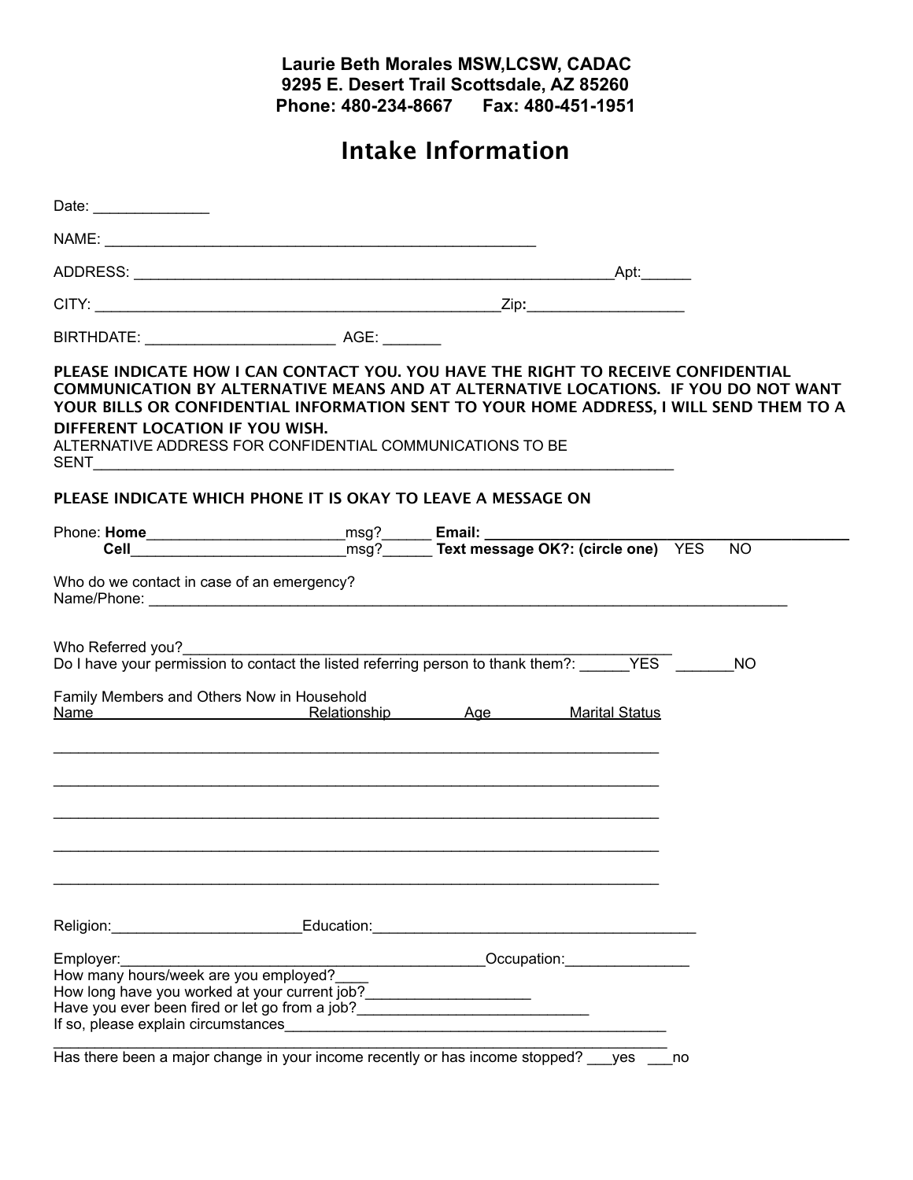**Laurie Beth Morales MSW,LCSW, CADAC**
**9295 E. Desert Trail Scottsdale, AZ 85260**
**Phone: 480-234-8667 Fax: 480-451-1951**

# Intake Information

Date: ______________

NAME: ________________________________________________________

ADDRESS: ______________________________________________________________Apt:______

CITY: ____________________________________________________Zip:___________________

BIRTHDATE: _______________________ AGE: _______

**PLEASE INDICATE HOW I CAN CONTACT YOU. YOU HAVE THE RIGHT TO RECEIVE CONFIDENTIAL COMMUNICATION BY ALTERNATIVE MEANS AND AT ALTERNATIVE LOCATIONS. IF YOU DO NOT WANT YOUR BILLS OR CONFIDENTIAL INFORMATION SENT TO YOUR HOME ADDRESS, I WILL SEND THEM TO A DIFFERENT LOCATION IF YOU WISH.**

ALTERNATIVE ADDRESS FOR CONFIDENTIAL COMMUNICATIONS TO BE SENT___________________________________________________________________________

**PLEASE INDICATE WHICH PHONE IT IS OKAY TO LEAVE A MESSAGE ON**

Phone: **Home**________________________msg?______ **Email:** _____________________________________________

**Cell**__________________________msg?______ **Text message OK?: (circle one)** YES NO

Who do we contact in case of an emergency?
Name/Phone: ___________________________________________________________________________________

Who Referred you?_____________________________________________________________
Do I have your permission to contact the listed referring person to thank them?: ______YES _______NO

Family Members and Others Now in Household

| Name | Relationship | Age | Marital Status |
| --- | --- | --- | --- |
| | | | |
| | | | |
| | | | |
| | | | |
| | | | |

Religion:_______________________Education:_________________________________________

Employer:_______________________________________________Occupation:_______________
How many hours/week are you employed?____
How long have you worked at your current job?____________________
Have you ever been fired or let go from a job?____________________________
If so, please explain circumstances______________________________________________
__________________________________________________________________________________
Has there been a major change in your income recently or has income stopped? ___yes ___no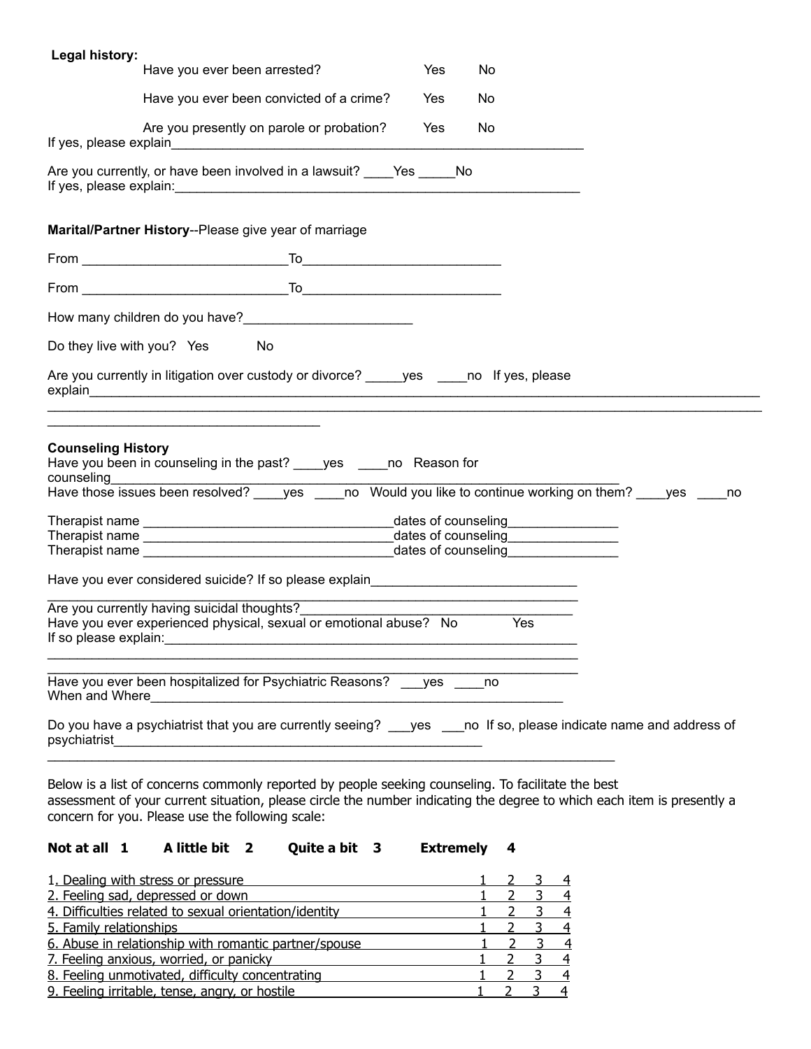**Legal history:**

Have you ever been arrested? Yes No

Have you ever been convicted of a crime? Yes No

Are you presently on parole or probation? Yes No

If yes, please explain___________________________________________________________

Are you currently, or have been involved in a lawsuit? ____Yes _____No

If yes, please explain:________________________________________________________

**Marital/Partner History**--Please give year of marriage

From ____________________________To___________________________

From ____________________________To___________________________

How many children do you have?_______________________

Do they live with you? Yes No

Are you currently in litigation over custody or divorce? _____yes ____no If yes, please explain_____________________________________________________________________________________________

_____________________________________________________________________________________________________

_____________________________________

**Counseling History**

Have you been in counseling in the past? ____yes ____no Reason for counseling_____________________________________________________________________________

Have those issues been resolved? ____yes ____no Would you like to continue working on them? ____yes ____no

Therapist name __________________________________dates of counseling_______________

Therapist name __________________________________dates of counseling_______________

Therapist name __________________________________dates of counseling_______________

Have you ever considered suicide? If so please explain____________________________

_________________________________________________________________________

Are you currently having suicidal thoughts?______________________________________

Have you ever experienced physical, sexual or emotional abuse? No Yes

If so please explain:_______________________________________________________

_________________________________________________________________________

_________________________________________________________________________

Have you ever been hospitalized for Psychiatric Reasons? ___yes ____no

When and Where_________________________________________________________

Do you have a psychiatrist that you are currently seeing? ___yes ___no If so, please indicate name and address of psychiatrist_____________________________________________________

_____________________________________________________________________________

Below is a list of concerns commonly reported by people seeking counseling. To facilitate the best assessment of your current situation, please circle the number indicating the degree to which each item is presently a concern for you. Please use the following scale:

**Not at all 1 A little bit 2 Quite a bit 3 Extremely 4**

| | | | | |
|---|---|---|---|---|
| 1. Dealing with stress or pressure | 1 | 2 | 3 | 4 |
| 2. Feeling sad, depressed or down | 1 | 2 | 3 | 4 |
| 4. Difficulties related to sexual orientation/identity | 1 | 2 | 3 | 4 |
| 5. Family relationships | 1 | 2 | 3 | 4 |
| 6. Abuse in relationship with romantic partner/spouse | 1 | 2 | 3 | 4 |
| 7. Feeling anxious, worried, or panicky | 1 | 2 | 3 | 4 |
| 8. Feeling unmotivated, difficulty concentrating | 1 | 2 | 3 | 4 |
| 9. Feeling irritable, tense, angry, or hostile | 1 | 2 | 3 | 4 |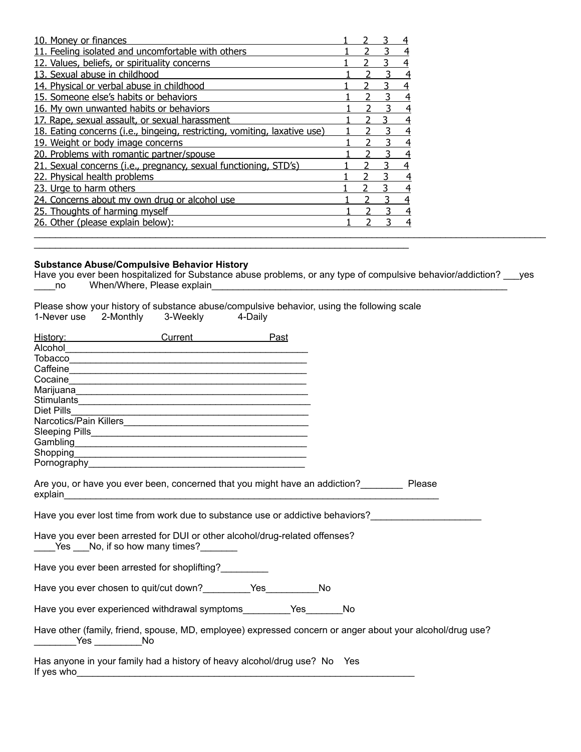| | | | | |
|---|---|---|---|---|
| 10. Money or finances | 1 | 2 | 3 | 4 |
| 11. Feeling isolated and uncomfortable with others | 1 | 2 | 3 | 4 |
| 12. Values, beliefs, or spirituality concerns | 1 | 2 | 3 | 4 |
| 13. Sexual abuse in childhood | 1 | 2 | 3 | 4 |
| 14. Physical or verbal abuse in childhood | 1 | 2 | 3 | 4 |
| 15. Someone else's habits or behaviors | 1 | 2 | 3 | 4 |
| 16. My own unwanted habits or behaviors | 1 | 2 | 3 | 4 |
| 17. Rape, sexual assault, or sexual harassment | 1 | 2 | 3 | 4 |
| 18. Eating concerns (i.e., bingeing, restricting, vomiting, laxative use) | 1 | 2 | 3 | 4 |
| 19. Weight or body image concerns | 1 | 2 | 3 | 4 |
| 20. Problems with romantic partner/spouse | 1 | 2 | 3 | 4 |
| 21. Sexual concerns (i.e., pregnancy, sexual functioning, STD's) | 1 | 2 | 3 | 4 |
| 22. Physical health problems | 1 | 2 | 3 | 4 |
| 23. Urge to harm others | 1 | 2 | 3 | 4 |
| 24. Concerns about my own drug or alcohol use | 1 | 2 | 3 | 4 |
| 25. Thoughts of harming myself | 1 | 2 | 3 | 4 |
| 26. Other (please explain below): | 1 | 2 | 3 | 4 |

______________________________________________________________________________________________

___________________________________________________________________________

**Substance Abuse/Compulsive Behavior History**

Have you ever been hospitalized for Substance abuse problems, or any type of compulsive behavior/addiction? ___yes ____no When/Where, Please explain____________________________________________________________

Please show your history of substance abuse/compulsive behavior, using the following scale
1-Never use 2-Monthly 3-Weekly 4-Daily

| History: | Current | Past |
|---|---|---|
| Alcohol | | |
| Tobacco | | |
| Caffeine | | |
| Cocaine | | |
| Marijuana | | |
| Stimulants | | |
| Diet Pills | | |
| Narcotics/Pain Killers | | |
| Sleeping Pills | | |
| Gambling | | |
| Shopping | | |
| Pornography | | |

Are you, or have you ever been, concerned that you might have an addiction?________ Please explain___________________________________________________________________________

Have you ever lost time from work due to substance use or addictive behaviors?_____________________

Have you ever been arrested for DUI or other alcohol/drug-related offenses?
____Yes ___No, if so how many times?_______

Have you ever been arrested for shoplifting?_________

Have you ever chosen to quit/cut down?_________Yes__________No

Have you ever experienced withdrawal symptoms_________Yes_______No

Have other (family, friend, spouse, MD, employee) expressed concern or anger about your alcohol/drug use?
________Yes _________No

Has anyone in your family had a history of heavy alcohol/drug use? No Yes
If yes who____________________________________________________________________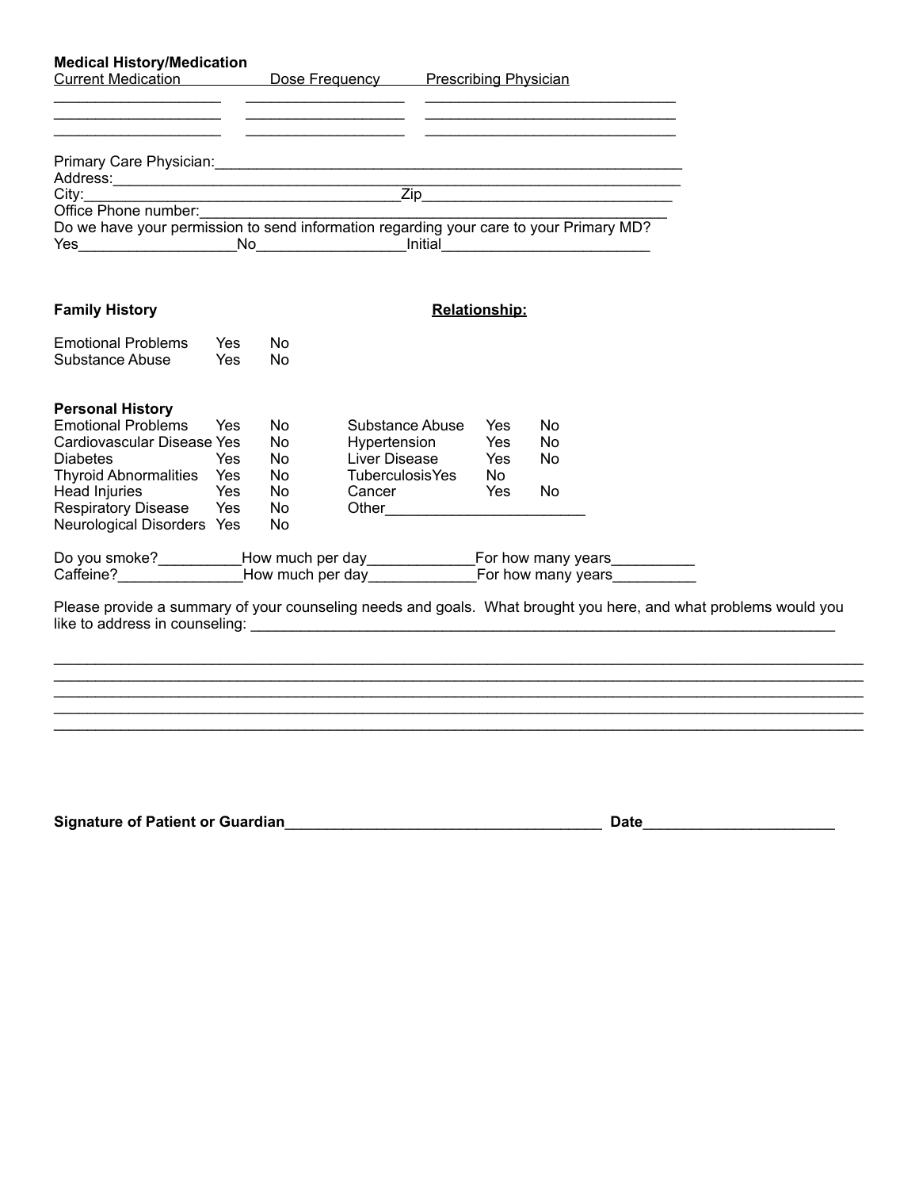**Medical History/Medication**

| Current Medication | Dose Frequency | Prescribing Physician |
|---|---|---|
| ____________________ | ___________________ | ______________________________ |
| ____________________ | ___________________ | ______________________________ |
| ____________________ | ___________________ | ______________________________ |

Primary Care Physician:_______________________________________________________

Address:_______________________________________________________________________

City:____________________________________Zip______________________________

Office Phone number:_______________________________________________________

Do we have your permission to send information regarding your care to your Primary MD?

Yes___________________No_________________Initial_________________________

**Family History** **Relationship:**

| | | |
|---|---|---|
| Emotional Problems | Yes | No |
| Substance Abuse | Yes | No |

**Personal History**

| | | | | | |
|---|---|---|---|---|---|
| Emotional Problems | Yes | No | Substance Abuse | Yes | No |
| Cardiovascular Disease | Yes | No | Hypertension | Yes | No |
| Diabetes | Yes | No | Liver Disease | Yes | No |
| Thyroid Abnormalities | Yes | No | TuberculosisYes | No | |
| Head Injuries | Yes | No | Cancer | Yes | No |
| Respiratory Disease | Yes | No | Other_______________________ | | |
| Neurological Disorders | Yes | No | | | |

Do you smoke?_________How much per day____________For how many years_________

Caffeine?______________How much per day____________For how many years_________

Please provide a summary of your counseling needs and goals. What brought you here, and what problems would you like to address in counseling: ________________________________________________________________________

__________________________________________________________________________________________________

__________________________________________________________________________________________________

__________________________________________________________________________________________________

__________________________________________________________________________________________________

__________________________________________________________________________________________________

**Signature of Patient or Guardian**______________________________________ **Date**______________________